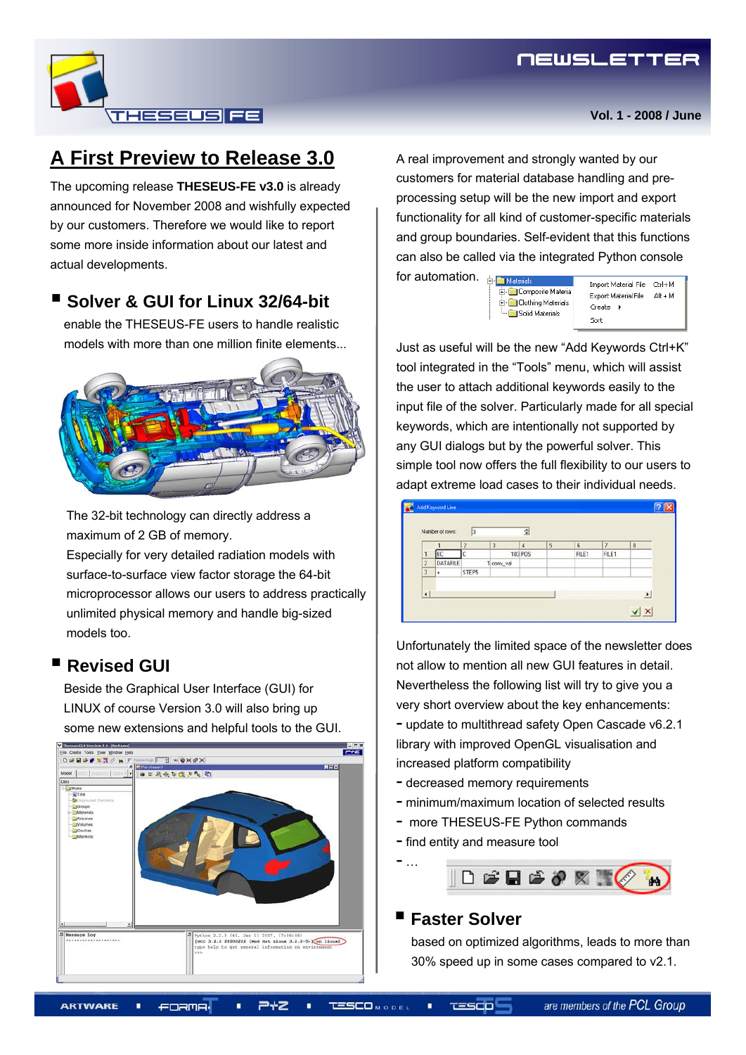# A First Preview to Release 3.0

The upcoming release **THESEUS-FE v3.0** is already announced for November 2008 and wishfully expected by our customers. Therefore we would like to report some more inside information about our latest and actual developments.

## Solver & GUI for Linux 32/64-bit

enable the THESEUS-FE users to handle realistic models with more than one million finite elements...

The 32-bit technology can directly address a maximum of 2 GB of memory.
Especially for very detailed radiation models with surface-to-surface view factor storage the 64-bit microprocessor allows our users to address practically unlimited physical memory and handle big-sized models too.

## Revised GUI

Beside the Graphical User Interface (GUI) for LINUX of course Version 3.0 will also bring up some new extensions and helpful tools to the GUI.

A real improvement and strongly wanted by our customers for material database handling and pre-processing setup will be the new import and export functionality for all kind of customer-specific materials and group boundaries. Self-evident that this functions can also be called via the integrated Python console for automation.

Just as useful will be the new "Add Keywords Ctrl+K" tool integrated in the "Tools" menu, which will assist the user to attach additional keywords easily to the input file of the solver. Particularly made for all special keywords, which are intentionally not supported by any GUI dialogs but by the powerful solver. This simple tool now offers the full flexibility to our users to adapt extreme load cases to their individual needs.

Unfortunately the limited space of the newsletter does not allow to mention all new GUI features in detail. Nevertheless the following list will try to give you a very short overview about the key enhancements:

- update to multithread safety Open Cascade v6.2.1 library with improved OpenGL visualisation and increased platform compatibility
- decreased memory requirements
- minimum/maximum location of selected results
- more THESEUS-FE Python commands
- find entity and measure tool
- ...

## Faster Solver

based on optimized algorithms, leads to more than 30% speed up in some cases compared to v2.1.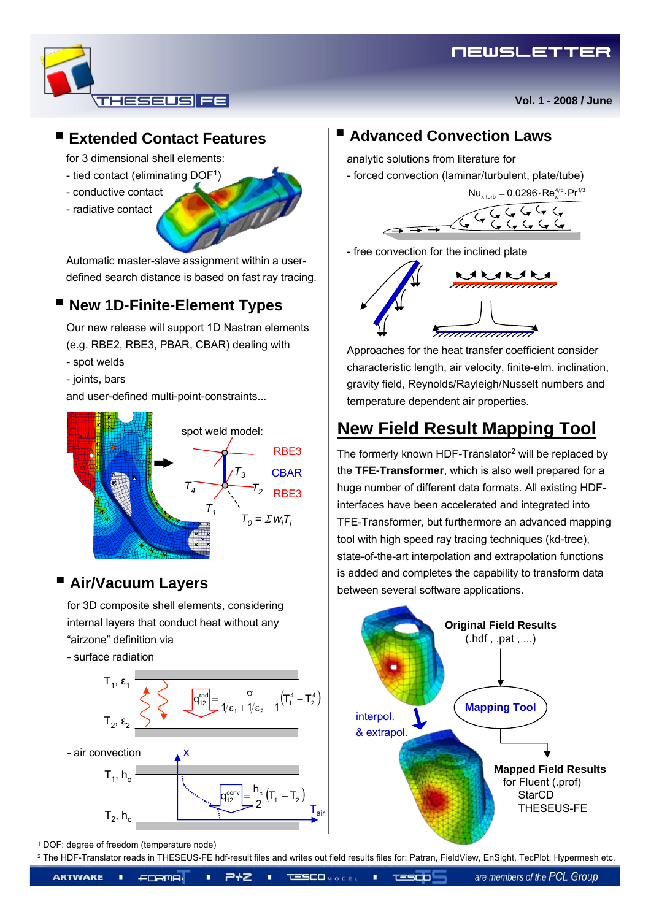# NEWSLETTER

Vol. 1 - 2008 / June

## Extended Contact Features

for 3 dimensional shell elements:

- tied contact (eliminating DOF[1])
- conductive contact
- radiative contact

Automatic master-slave assignment within a user-defined search distance is based on fast ray tracing.

## New 1D-Finite-Element Types

Our new release will support 1D Nastran elements (e.g. RBE2, RBE3, PBAR, CBAR) dealing with

- spot welds
- joints, bars

and user-defined multi-point-constraints...

spot weld model:

RBE3
CBAR
RBE3

$T_3$, $T_4$, $T_2$, $T_1$

$T_0 = \Sigma w_i T_i$

## Air/Vacuum Layers

for 3D composite shell elements, considering internal layers that conduct heat without any “airzone” definition via

- surface radiation

$T_1, \varepsilon_1$

$T_2, \varepsilon_2$

$$q_{12}^{rad} = \frac{\sigma}{1/\varepsilon_1 + 1/\varepsilon_2 - 1}\left(T_1^4 - T_2^4\right)$$

- air convection

$T_1, h_c$

$T_2, h_c$

$x$, $T_{air}$

$$q_{12}^{conv} = \frac{h_c}{2}\left(T_1 - T_2\right)$$

## Advanced Convection Laws

analytic solutions from literature for

- forced convection (laminar/turbulent, plate/tube)

$$Nu_{x,turb} = 0.0296 \cdot Re_x^{4/5} \cdot Pr^{1/3}$$

- free convection for the inclined plate

Approaches for the heat transfer coefficient consider characteristic length, air velocity, finite-elm. inclination, gravity field, Reynolds/Rayleigh/Nusselt numbers and temperature dependent air properties.

## New Field Result Mapping Tool

The formerly known HDF-Translator[2] will be replaced by the **TFE-Transformer**, which is also well prepared for a huge number of different data formats. All existing HDF-interfaces have been accelerated and integrated into TFE-Transformer, but furthermore an advanced mapping tool with high speed ray tracing techniques (kd-tree), state-of-the-art interpolation and extrapolation functions is added and completes the capability to transform data between several software applications.

**Original Field Results**
(.hdf , .pat , ...)

**Mapping Tool**

interpol.
& extrapol.

**Mapped Field Results**
for Fluent (.prof)
StarCD
THESEUS-FE

[1] DOF: degree of freedom (temperature node)

[2] The HDF-Translator reads in THESEUS-FE hdf-result files and writes out field results files for: Patran, FieldView, EnSight, TecPlot, Hypermesh etc.

ARTWARE ▪ FORMA ▪ P+Z ▪ TESCO MODEL ▪ TESCO TS — are members of the PCL Group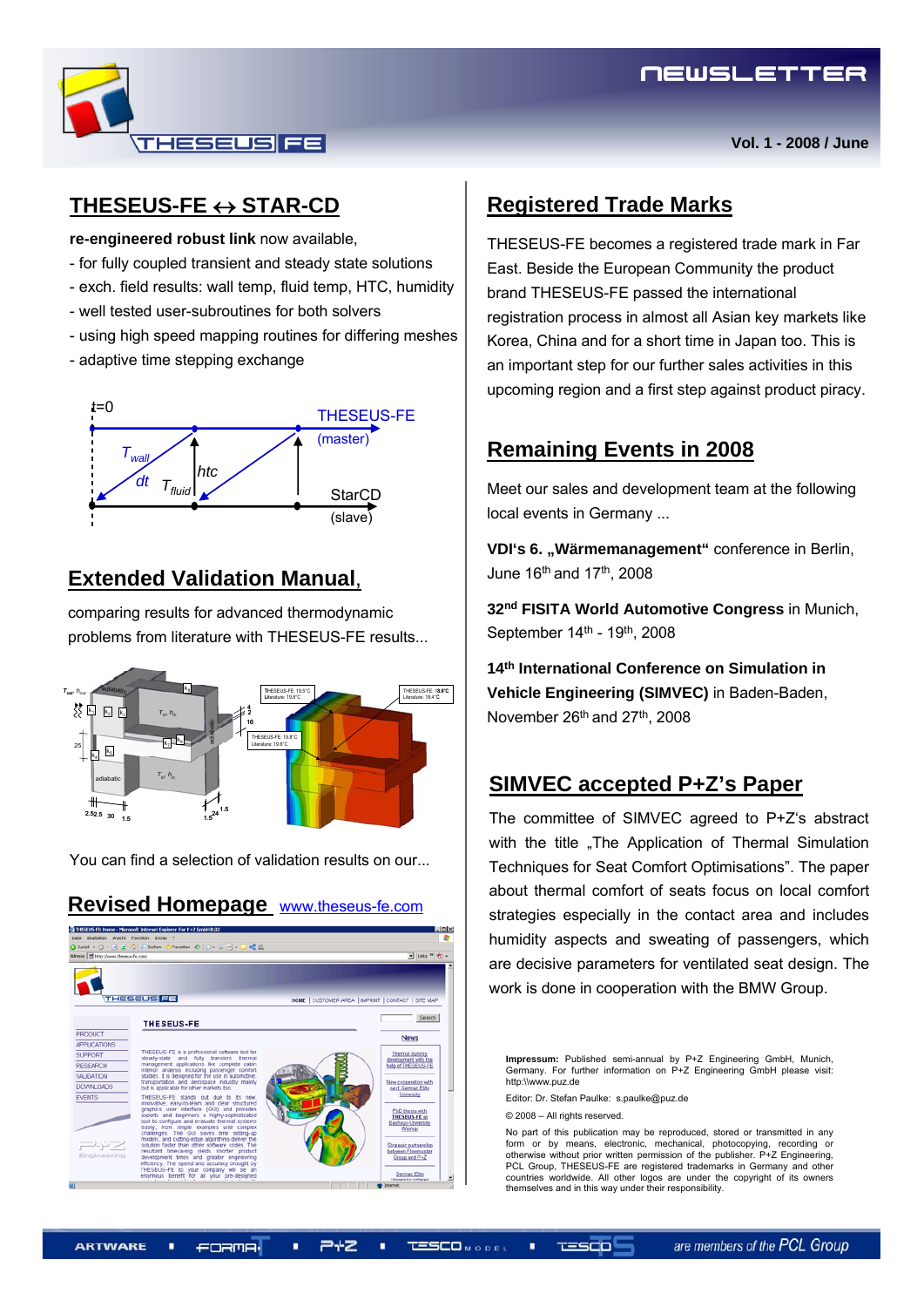NEWSLETTER

Vol. 1 - 2008 / June

## THESEUS-FE ↔ STAR-CD

**re-engineered robust link** now available,

- for fully coupled transient and steady state solutions
- exch. field results: wall temp, fluid temp, HTC, humidity
- well tested user-subroutines for both solvers
- using high speed mapping routines for differing meshes
- adaptive time stepping exchange

t=0

THESEUS-FE
(master)

$T_{wall}$

dt

$T_{fluid}$

htc

StarCD
(slave)

## Extended Validation Manual,

comparing results for advanced thermodynamic problems from literature with THESEUS-FE results...

You can find a selection of validation results on our...

## Revised Homepage www.theseus-fe.com

## Registered Trade Marks

THESEUS-FE becomes a registered trade mark in Far East. Beside the European Community the product brand THESEUS-FE passed the international registration process in almost all Asian key markets like Korea, China and for a short time in Japan too. This is an important step for our further sales activities in this upcoming region and a first step against product piracy.

## Remaining Events in 2008

Meet our sales and development team at the following local events in Germany ...

**VDI's 6. „Wärmemanagement"** conference in Berlin, June 16th and 17th, 2008

**32nd FISITA World Automotive Congress** in Munich, September 14th - 19th, 2008

**14th International Conference on Simulation in Vehicle Engineering (SIMVEC)** in Baden-Baden, November 26th and 27th, 2008

## SIMVEC accepted P+Z's Paper

The committee of SIMVEC agreed to P+Z's abstract with the title „The Application of Thermal Simulation Techniques for Seat Comfort Optimisations". The paper about thermal comfort of seats focus on local comfort strategies especially in the contact area and includes humidity aspects and sweating of passengers, which are decisive parameters for ventilated seat design. The work is done in cooperation with the BMW Group.

**Impressum:** Published semi-annual by P+Z Engineering GmbH, Munich, Germany. For further information on P+Z Engineering GmbH please visit: http:\\www.puz.de

Editor: Dr. Stefan Paulke: s.paulke@puz.de

© 2008 – All rights reserved.

No part of this publication may be reproduced, stored or transmitted in any form or by means, electronic, mechanical, photocopying, recording or otherwise without prior written permission of the publisher. P+Z Engineering, PCL Group, THESEUS-FE are registered trademarks in Germany and other countries worldwide. All other logos are under the copyright of its owners themselves and in this way under their responsibility.

ARTWARE ▪ FORMAT ▪ P+Z ▪ TESCO MODEL ▪ TESCO TS are members of the PCL Group